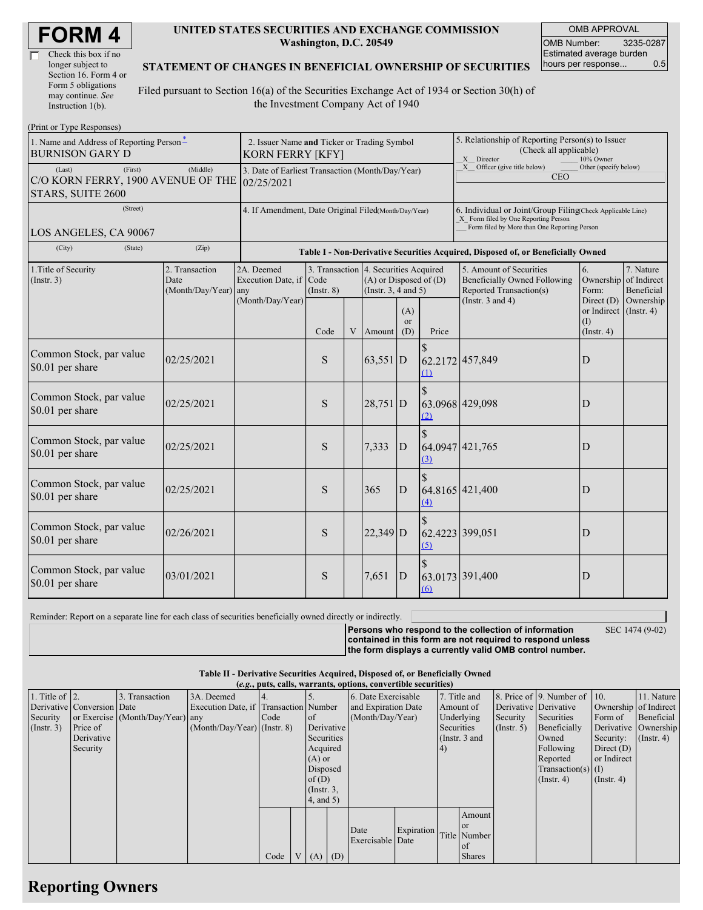# FORM 4

☐ Check this box if no longer subject to Section 16. Form 4 or Form 5 obligations may continue. *See* Instruction 1(b).

**UNITED STATES SECURITIES AND EXCHANGE COMMISSION**
**Washington, D.C. 20549**

**STATEMENT OF CHANGES IN BENEFICIAL OWNERSHIP OF SECURITIES**

Filed pursuant to Section 16(a) of the Securities Exchange Act of 1934 or Section 30(h) of the Investment Company Act of 1940

| OMB APPROVAL | |
|---|---|
| OMB Number: | 3235-0287 |
| Estimated average burden hours per response... | 0.5 |

(Print or Type Responses)

| 1. Name and Address of Reporting Person* | 2. Issuer Name and Ticker or Trading Symbol | 5. Relationship of Reporting Person(s) to Issuer (Check all applicable) |
|---|---|---|
| BURNISON GARY D | KORN FERRY [KFY] | X Director ___ 10% Owner |
| (Last) (First) (Middle) C/O KORN FERRY, 1900 AVENUE OF THE STARS, SUITE 2600 | 3. Date of Earliest Transaction (Month/Day/Year) 02/25/2021 | X Officer (give title below) ___ Other (specify below) CEO |
| (Street) LOS ANGELES, CA 90067 | 4. If Amendment, Date Original Filed(Month/Day/Year) | 6. Individual or Joint/Group Filing(Check Applicable Line) _X_ Form filed by One Reporting Person ___ Form filed by More than One Reporting Person |
| (City) (State) (Zip) | | |

**Table I - Non-Derivative Securities Acquired, Disposed of, or Beneficially Owned**

| 1.Title of Security (Instr. 3) | 2. Transaction Date (Month/Day/Year) | 2A. Deemed Execution Date, if any (Month/Day/Year) | 3. Transaction Code (Instr. 8) | | 4. Securities Acquired (A) or Disposed of (D) (Instr. 3, 4 and 5) | | | 5. Amount of Securities Beneficially Owned Following Reported Transaction(s) (Instr. 3 and 4) | 6. Ownership Form: Direct (D) or Indirect (I) (Instr. 4) | 7. Nature of Indirect Beneficial Ownership (Instr. 4) |
|---|---|---|---|---|---|---|---|---|---|---|
| | | | Code | V | Amount | (A) or (D) | Price | | | |
| Common Stock, par value $0.01 per share | 02/25/2021 | | S | | 63,551 | D | $ 62.2172 (1) | 457,849 | D | |
| Common Stock, par value $0.01 per share | 02/25/2021 | | S | | 28,751 | D | $ 63.0968 (2) | 429,098 | D | |
| Common Stock, par value $0.01 per share | 02/25/2021 | | S | | 7,333 | D | $ 64.0947 (3) | 421,765 | D | |
| Common Stock, par value $0.01 per share | 02/25/2021 | | S | | 365 | D | $ 64.8165 (4) | 421,400 | D | |
| Common Stock, par value $0.01 per share | 02/26/2021 | | S | | 22,349 | D | $ 62.4223 (5) | 399,051 | D | |
| Common Stock, par value $0.01 per share | 03/01/2021 | | S | | 7,651 | D | $ 63.0173 (6) | 391,400 | D | |

Reminder: Report on a separate line for each class of securities beneficially owned directly or indirectly.

**Persons who respond to the collection of information contained in this form are not required to respond unless the form displays a currently valid OMB control number.** SEC 1474 (9-02)

**Table II - Derivative Securities Acquired, Disposed of, or Beneficially Owned**
***(e.g., puts, calls, warrants, options, convertible securities)***

| 1. Title of Derivative Security (Instr. 3) | 2. Conversion or Exercise Price of Derivative Security | 3. Transaction Date (Month/Day/Year) | 3A. Deemed Execution Date, if any (Month/Day/Year) | 4. Transaction Code (Instr. 8) | | 5. Number of Derivative Securities Acquired (A) or Disposed of (D) (Instr. 3, 4, and 5) | | 6. Date Exercisable and Expiration Date (Month/Day/Year) | | 7. Title and Amount of Underlying Securities (Instr. 3 and 4) | | 8. Price of Derivative Security (Instr. 5) | 9. Number of Derivative Securities Beneficially Owned Following Reported Transaction(s) (Instr. 4) | 10. Ownership Form of Derivative Security: Direct (D) or Indirect (I) (Instr. 4) | 11. Nature of Indirect Beneficial Ownership (Instr. 4) |
|---|---|---|---|---|---|---|---|---|---|---|---|---|---|---|---|
| | | | | Code | V | (A) | (D) | Date Exercisable | Expiration Date | Title | Amount or Number of Shares | | | | |

## Reporting Owners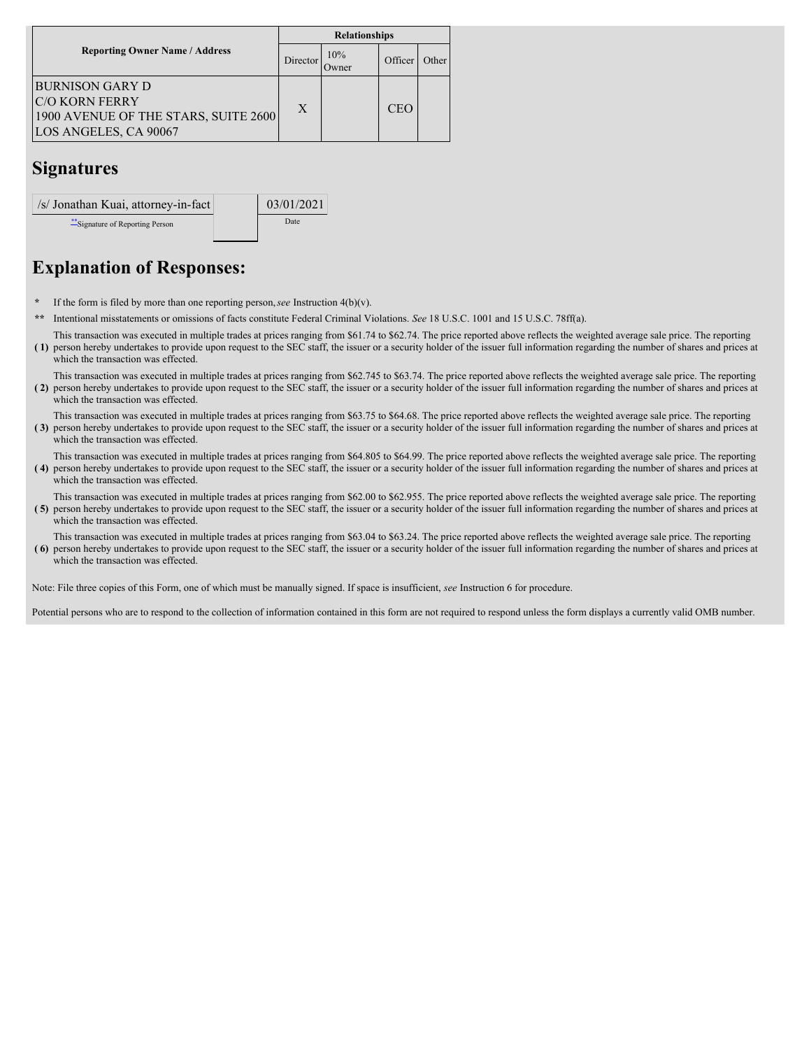| Reporting Owner Name / Address | Relationships | | | |
|---|---|---|---|---|
| | Director | 10% Owner | Officer | Other |
| BURNISON GARY D<br>C/O KORN FERRY<br>1900 AVENUE OF THE STARS, SUITE 2600<br>LOS ANGELES, CA 90067 | X | | CEO | |

## Signatures

| | | |
|---|---|---|
| /s/ Jonathan Kuai, attorney-in-fact | | 03/01/2021 |
| **Signature of Reporting Person | | Date |

## Explanation of Responses:

\* If the form is filed by more than one reporting person, *see* Instruction 4(b)(v).

\*\* Intentional misstatements or omissions of facts constitute Federal Criminal Violations. *See* 18 U.S.C. 1001 and 15 U.S.C. 78ff(a).

( 1) This transaction was executed in multiple trades at prices ranging from $61.74 to $62.74. The price reported above reflects the weighted average sale price. The reporting person hereby undertakes to provide upon request to the SEC staff, the issuer or a security holder of the issuer full information regarding the number of shares and prices at which the transaction was effected.

( 2) This transaction was executed in multiple trades at prices ranging from $62.745 to $63.74. The price reported above reflects the weighted average sale price. The reporting person hereby undertakes to provide upon request to the SEC staff, the issuer or a security holder of the issuer full information regarding the number of shares and prices at which the transaction was effected.

( 3) This transaction was executed in multiple trades at prices ranging from $63.75 to $64.68. The price reported above reflects the weighted average sale price. The reporting person hereby undertakes to provide upon request to the SEC staff, the issuer or a security holder of the issuer full information regarding the number of shares and prices at which the transaction was effected.

( 4) This transaction was executed in multiple trades at prices ranging from $64.805 to $64.99. The price reported above reflects the weighted average sale price. The reporting person hereby undertakes to provide upon request to the SEC staff, the issuer or a security holder of the issuer full information regarding the number of shares and prices at which the transaction was effected.

( 5) This transaction was executed in multiple trades at prices ranging from $62.00 to $62.955. The price reported above reflects the weighted average sale price. The reporting person hereby undertakes to provide upon request to the SEC staff, the issuer or a security holder of the issuer full information regarding the number of shares and prices at which the transaction was effected.

( 6) This transaction was executed in multiple trades at prices ranging from $63.04 to $63.24. The price reported above reflects the weighted average sale price. The reporting person hereby undertakes to provide upon request to the SEC staff, the issuer or a security holder of the issuer full information regarding the number of shares and prices at which the transaction was effected.

Note: File three copies of this Form, one of which must be manually signed. If space is insufficient, *see* Instruction 6 for procedure.

Potential persons who are to respond to the collection of information contained in this form are not required to respond unless the form displays a currently valid OMB number.